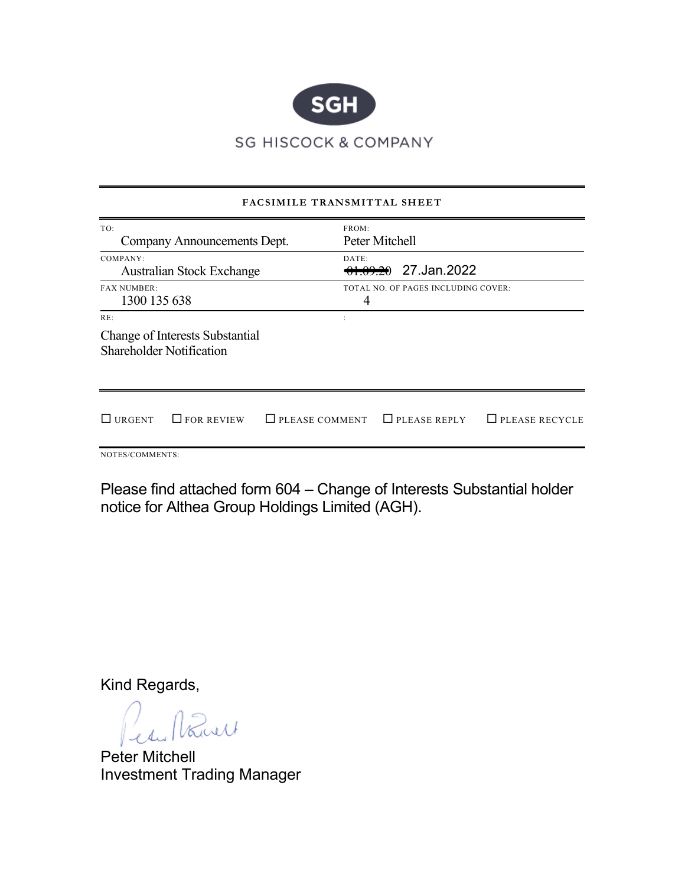SGH

SG HISCOCK & COMPANY

**FACSIMILE TRANSMITTAL SHEET**

| TO: | FROM: |
|---|---|
| Company Announcements Dept. | Peter Mitchell |
| COMPANY: | DATE: |
| Australian Stock Exchange | ~~01.09.20~~ 27.Jan.2022 |
| FAX NUMBER: | TOTAL NO. OF PAGES INCLUDING COVER: |
| 1300 135 638 | 4 |

RE:

Change of Interests Substantial Shareholder Notification

☐ URGENT ☐ FOR REVIEW ☐ PLEASE COMMENT ☐ PLEASE REPLY ☐ PLEASE RECYCLE

NOTES/COMMENTS:

Please find attached form 604 – Change of Interests Substantial holder notice for Althea Group Holdings Limited (AGH).

Kind Regards,

Peter Mitchell
Investment Trading Manager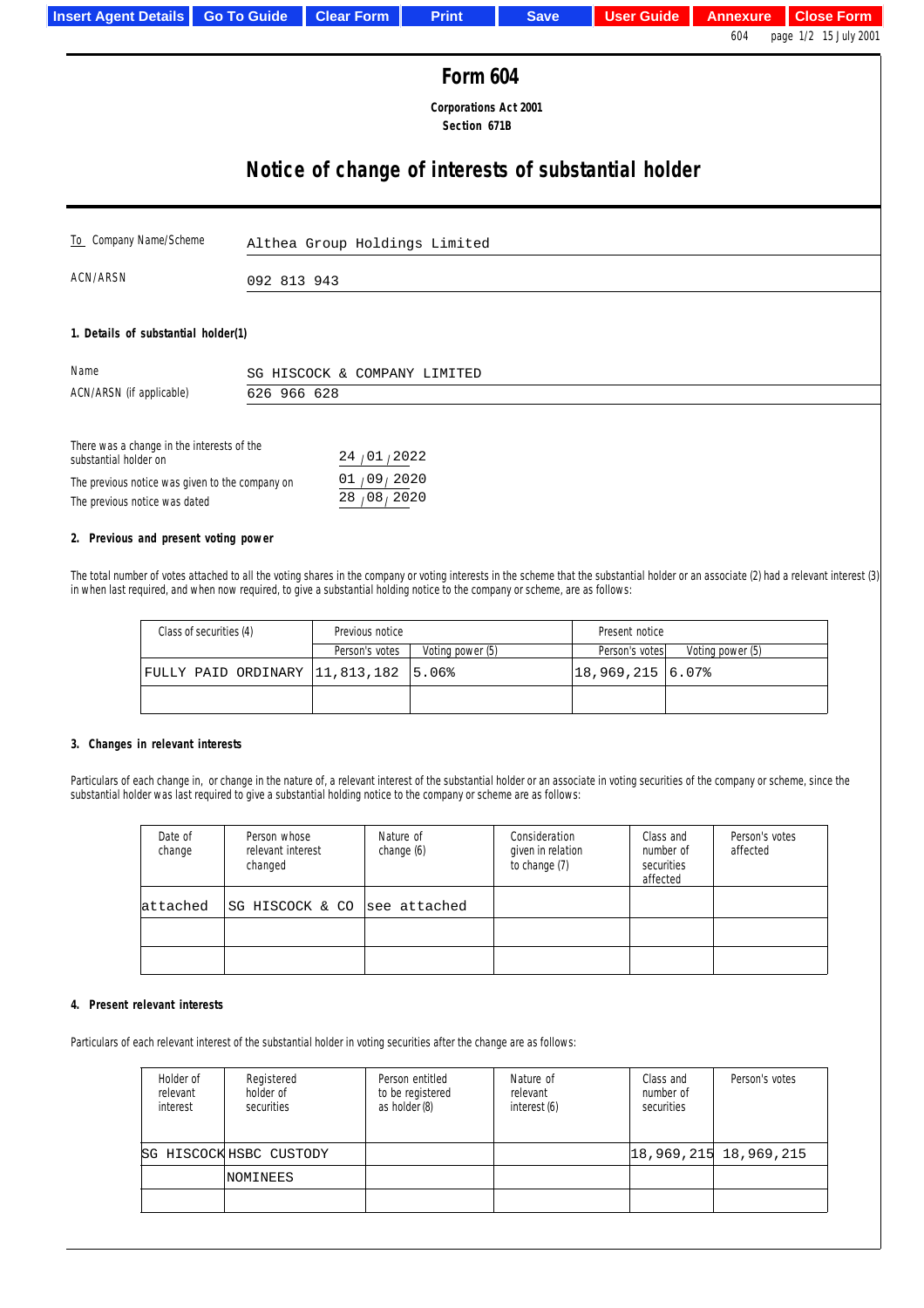# Form 604

**Corporations Act 2001**
**Section 671B**

## Notice of change of interests of substantial holder

| To Company Name/Scheme | Althea Group Holdings Limited |
|---|---|
| ACN/ARSN | 092 813 943 |

### 1. Details of substantial holder(1)

| Name | SG HISCOCK & COMPANY LIMITED |
|---|---|
| ACN/ARSN (if applicable) | 626 966 628 |

| | |
|---|---|
| There was a change in the interests of the substantial holder on | 24 / 01 / 2022 |
| The previous notice was given to the company on | 01 / 09 / 2020 |
| The previous notice was dated | 28 / 08 / 2020 |

### 2. Previous and present voting power

The total number of votes attached to all the voting shares in the company or voting interests in the scheme that the substantial holder or an associate (2) had a relevant interest (3) in when last required, and when now required, to give a substantial holding notice to the company or scheme, are as follows:

| Class of securities (4) | Previous notice | | Present notice | |
|---|---|---|---|---|
| | Person's votes | Voting power (5) | Person's votes | Voting power (5) |
| FULLY PAID ORDINARY | 11,813,182 | 5.06% | 18,969,215 | 6.07% |
| | | | | |

### 3. Changes in relevant interests

Particulars of each change in, or change in the nature of, a relevant interest of the substantial holder or an associate in voting securities of the company or scheme, since the substantial holder was last required to give a substantial holding notice to the company or scheme are as follows:

| Date of change | Person whose relevant interest changed | Nature of change (6) | Consideration given in relation to change (7) | Class and number of securities affected | Person's votes affected |
|---|---|---|---|---|---|
| attached | SG HISCOCK & CO | see attached | | | |
| | | | | | |
| | | | | | |

### 4. Present relevant interests

Particulars of each relevant interest of the substantial holder in voting securities after the change are as follows:

| Holder of relevant interest | Registered holder of securities | Person entitled to be registered as holder (8) | Nature of relevant interest (6) | Class and number of securities | Person's votes |
|---|---|---|---|---|---|
| SG HISCOCK | HSBC CUSTODY | | | 18,969,215 | 18,969,215 |
| | NOMINEES | | | | |
| | | | | | |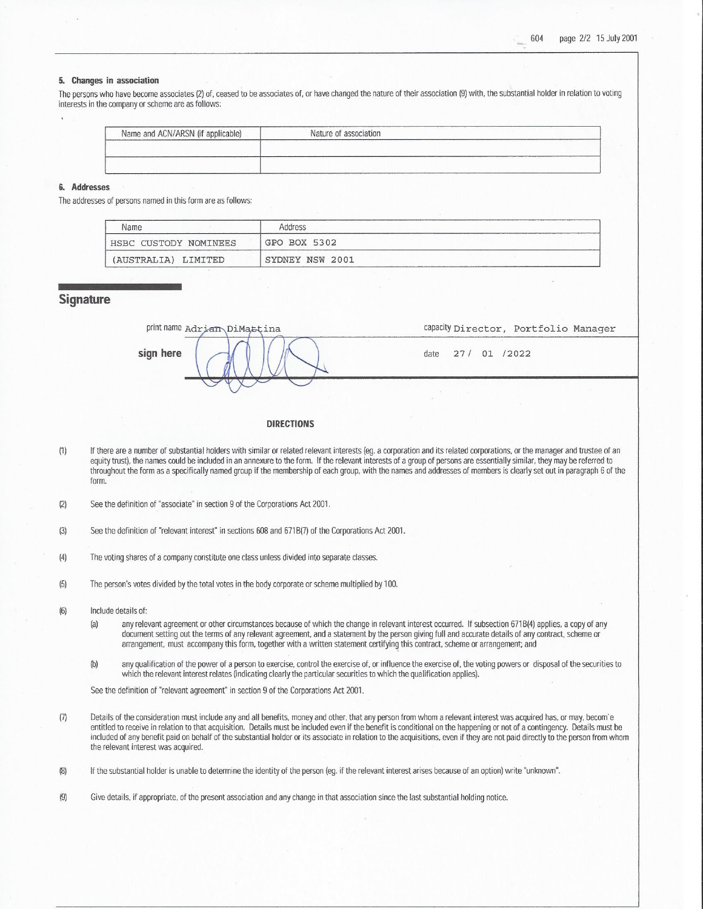## 5. Changes in association

The persons who have become associates (2) of, ceased to be associates of, or have changed the nature of their association (9) with, the substantial holder in relation to voting interests in the company or scheme are as follows:

| Name and ACN/ARSN (if applicable) | Nature of association |
|---|---|
| | |
| | |

## 6. Addresses

The addresses of persons named in this form are as follows:

| Name | Address |
|---|---|
| HSBC CUSTODY NOMINEES | GPO BOX 5302 |
| (AUSTRALIA) LIMITED | SYDNEY NSW 2001 |

## Signature

print name Adrian DiMattina capacity Director, Portfolio Manager

**sign here** date 27/ 01 /2022

### DIRECTIONS

(1) If there are a number of substantial holders with similar or related relevant interests (eg. a corporation and its related corporations, or the manager and trustee of an equity trust), the names could be included in an annexure to the form. If the relevant interests of a group of persons are essentially similar, they may be referred to throughout the form as a specifically named group if the membership of each group, with the names and addresses of members is clearly set out in paragraph 6 of the form.

(2) See the definition of "associate" in section 9 of the Corporations Act 2001.

(3) See the definition of "relevant interest" in sections 608 and 671B(7) of the Corporations Act 2001.

(4) The voting shares of a company constitute one class unless divided into separate classes.

(5) The person's votes divided by the total votes in the body corporate or scheme multiplied by 100.

(6) Include details of:

(a) any relevant agreement or other circumstances because of which the change in relevant interest occurred. If subsection 671B(4) applies, a copy of any document setting out the terms of any relevant agreement, and a statement by the person giving full and accurate details of any contract, scheme or arrangement, must accompany this form, together with a written statement certifying this contract, scheme or arrangement; and

(b) any qualification of the power of a person to exercise, control the exercise of, or influence the exercise of, the voting powers or disposal of the securities to which the relevant interest relates (indicating clearly the particular securities to which the qualification applies).

See the definition of "relevant agreement" in section 9 of the Corporations Act 2001.

(7) Details of the consideration must include any and all benefits, money and other, that any person from whom a relevant interest was acquired has, or may, become entitled to receive in relation to that acquisition. Details must be included even if the benefit is conditional on the happening or not of a contingency. Details must be included of any benefit paid on behalf of the substantial holder or its associate in relation to the acquisitions, even if they are not paid directly to the person from whom the relevant interest was acquired.

(8) If the substantial holder is unable to determine the identity of the person (eg. if the relevant interest arises because of an option) write "unknown".

(9) Give details, if appropriate, of the present association and any change in that association since the last substantial holding notice.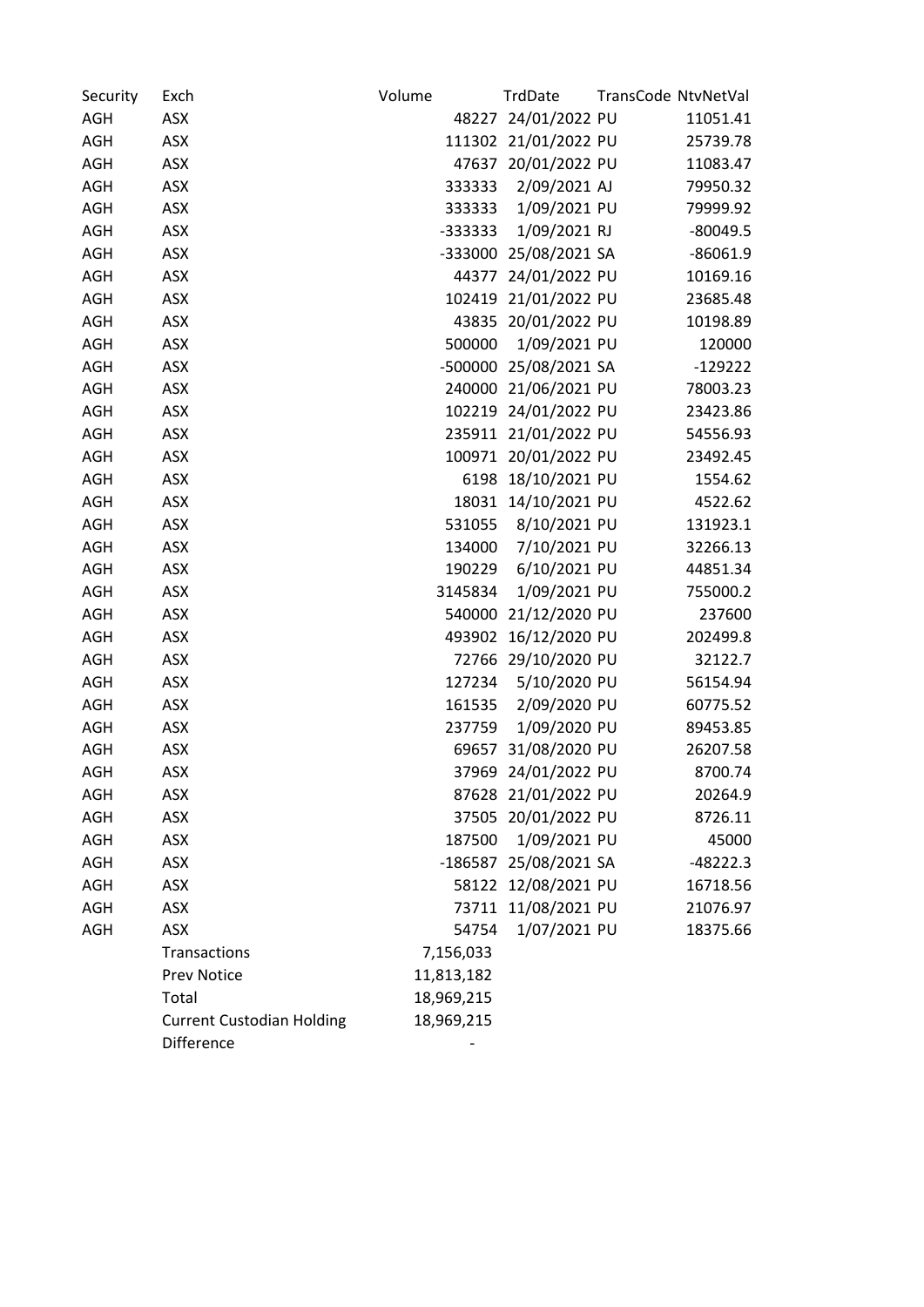| Security | Exch | Volume | TrdDate | TransCode | NtvNetVal |
|---|---|---|---|---|---|
| AGH | ASX | 48227 | 24/01/2022 | PU | 11051.41 |
| AGH | ASX | 111302 | 21/01/2022 | PU | 25739.78 |
| AGH | ASX | 47637 | 20/01/2022 | PU | 11083.47 |
| AGH | ASX | 333333 | 2/09/2021 | AJ | 79950.32 |
| AGH | ASX | 333333 | 1/09/2021 | PU | 79999.92 |
| AGH | ASX | -333333 | 1/09/2021 | RJ | -80049.5 |
| AGH | ASX | -333000 | 25/08/2021 | SA | -86061.9 |
| AGH | ASX | 44377 | 24/01/2022 | PU | 10169.16 |
| AGH | ASX | 102419 | 21/01/2022 | PU | 23685.48 |
| AGH | ASX | 43835 | 20/01/2022 | PU | 10198.89 |
| AGH | ASX | 500000 | 1/09/2021 | PU | 120000 |
| AGH | ASX | -500000 | 25/08/2021 | SA | -129222 |
| AGH | ASX | 240000 | 21/06/2021 | PU | 78003.23 |
| AGH | ASX | 102219 | 24/01/2022 | PU | 23423.86 |
| AGH | ASX | 235911 | 21/01/2022 | PU | 54556.93 |
| AGH | ASX | 100971 | 20/01/2022 | PU | 23492.45 |
| AGH | ASX | 6198 | 18/10/2021 | PU | 1554.62 |
| AGH | ASX | 18031 | 14/10/2021 | PU | 4522.62 |
| AGH | ASX | 531055 | 8/10/2021 | PU | 131923.1 |
| AGH | ASX | 134000 | 7/10/2021 | PU | 32266.13 |
| AGH | ASX | 190229 | 6/10/2021 | PU | 44851.34 |
| AGH | ASX | 3145834 | 1/09/2021 | PU | 755000.2 |
| AGH | ASX | 540000 | 21/12/2020 | PU | 237600 |
| AGH | ASX | 493902 | 16/12/2020 | PU | 202499.8 |
| AGH | ASX | 72766 | 29/10/2020 | PU | 32122.7 |
| AGH | ASX | 127234 | 5/10/2020 | PU | 56154.94 |
| AGH | ASX | 161535 | 2/09/2020 | PU | 60775.52 |
| AGH | ASX | 237759 | 1/09/2020 | PU | 89453.85 |
| AGH | ASX | 69657 | 31/08/2020 | PU | 26207.58 |
| AGH | ASX | 37969 | 24/01/2022 | PU | 8700.74 |
| AGH | ASX | 87628 | 21/01/2022 | PU | 20264.9 |
| AGH | ASX | 37505 | 20/01/2022 | PU | 8726.11 |
| AGH | ASX | 187500 | 1/09/2021 | PU | 45000 |
| AGH | ASX | -186587 | 25/08/2021 | SA | -48222.3 |
| AGH | ASX | 58122 | 12/08/2021 | PU | 16718.56 |
| AGH | ASX | 73711 | 11/08/2021 | PU | 21076.97 |
| AGH | ASX | 54754 | 1/07/2021 | PU | 18375.66 |
| | Transactions | 7,156,033 | | | |
| | Prev Notice | 11,813,182 | | | |
| | Total | 18,969,215 | | | |
| | Current Custodian Holding | 18,969,215 | | | |
| | Difference | - | | | |